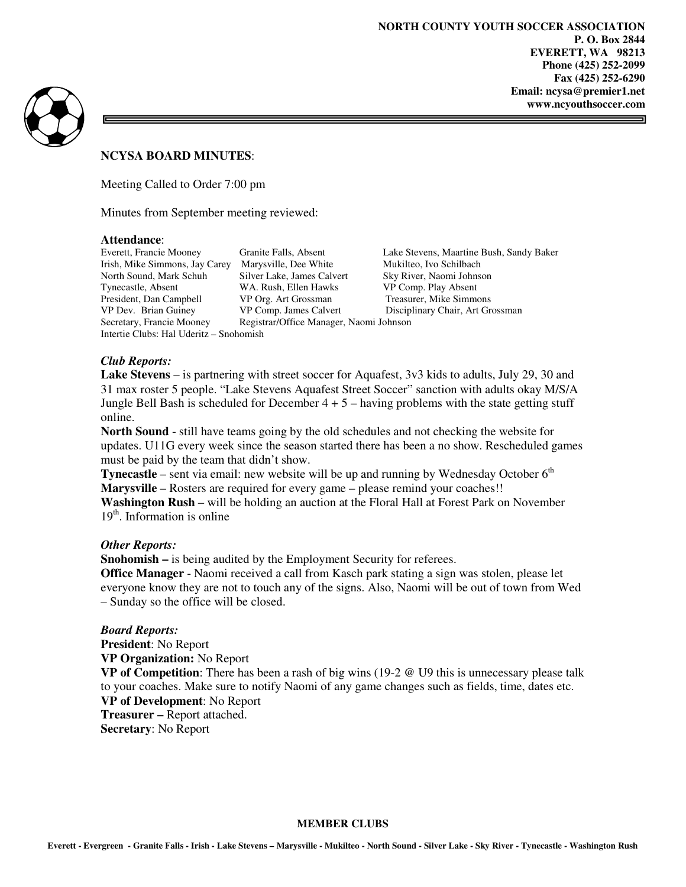**NORTH COUNTY YOUTH SOCCER ASSOCIATION**
**P. O. Box 2844**
**EVERETT, WA 98213**
**Phone (425) 252-2099**
**Fax (425) 252-6290**
**Email: ncysa@premier1.net**
**www.ncyouthsoccer.com**

## NCYSA BOARD MINUTES:

Meeting Called to Order 7:00 pm

Minutes from September meeting reviewed:

**Attendance**:

| | | |
|---|---|---|
| Everett, Francie Mooney | Granite Falls, Absent | Lake Stevens, Maartine Bush, Sandy Baker |
| Irish, Mike Simmons, Jay Carey | Marysville, Dee White | Mukilteo, Ivo Schilbach |
| North Sound, Mark Schuh | Silver Lake, James Calvert | Sky River, Naomi Johnson |
| Tynecastle, Absent | WA. Rush, Ellen Hawks | VP Comp. Play Absent |
| President, Dan Campbell | VP Org. Art Grossman | Treasurer, Mike Simmons |
| VP Dev. Brian Guiney | VP Comp. James Calvert | Disciplinary Chair, Art Grossman |
| Secretary, Francie Mooney | Registrar/Office Manager, Naomi Johnson | |

Intertie Clubs: Hal Uderitz – Snohomish

***Club Reports:***

**Lake Stevens** – is partnering with street soccer for Aquafest, 3v3 kids to adults, July 29, 30 and 31 max roster 5 people. "Lake Stevens Aquafest Street Soccer" sanction with adults okay M/S/A Jungle Bell Bash is scheduled for December 4 + 5 – having problems with the state getting stuff online.

**North Sound** - still have teams going by the old schedules and not checking the website for updates. U11G every week since the season started there has been a no show. Rescheduled games must be paid by the team that didn't show.

**Tynecastle** – sent via email: new website will be up and running by Wednesday October 6th

**Marysville** – Rosters are required for every game – please remind your coaches!!

**Washington Rush** – will be holding an auction at the Floral Hall at Forest Park on November 19th. Information is online

***Other Reports:***

**Snohomish –** is being audited by the Employment Security for referees.

**Office Manager** - Naomi received a call from Kasch park stating a sign was stolen, please let everyone know they are not to touch any of the signs. Also, Naomi will be out of town from Wed – Sunday so the office will be closed.

***Board Reports:***

**President**: No Report

**VP Organization:** No Report

**VP of Competition**: There has been a rash of big wins (19-2 @ U9 this is unnecessary please talk to your coaches. Make sure to notify Naomi of any game changes such as fields, time, dates etc.

**VP of Development**: No Report

**Treasurer –** Report attached.

**Secretary**: No Report

**MEMBER CLUBS**

**Everett - Evergreen - Granite Falls - Irish - Lake Stevens – Marysville - Mukilteo - North Sound - Silver Lake - Sky River - Tynecastle - Washington Rush**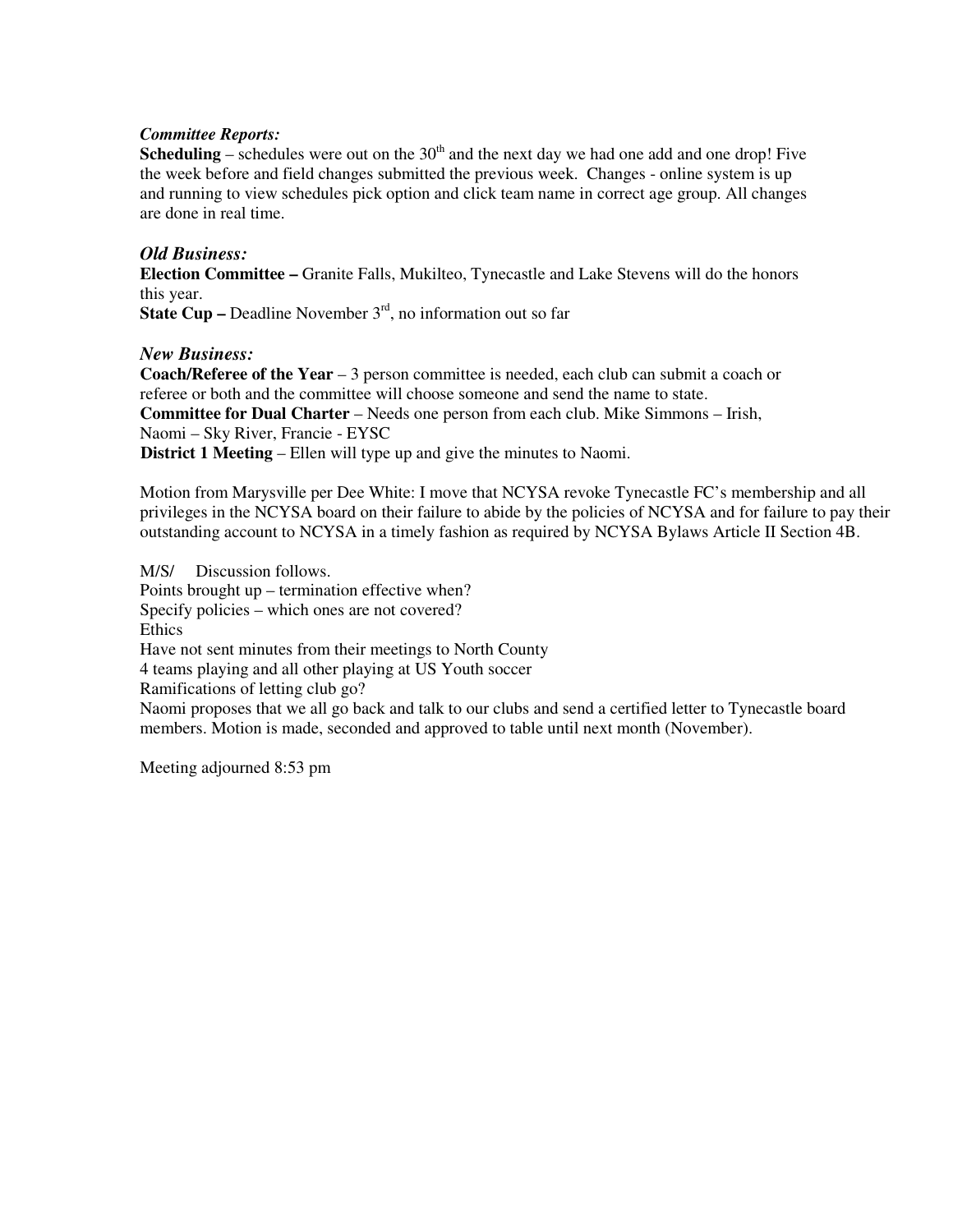***Committee Reports:***

**Scheduling** – schedules were out on the 30th and the next day we had one add and one drop! Five the week before and field changes submitted the previous week. Changes - online system is up and running to view schedules pick option and click team name in correct age group. All changes are done in real time.

### *Old Business:*

**Election Committee –** Granite Falls, Mukilteo, Tynecastle and Lake Stevens will do the honors this year.

**State Cup –** Deadline November 3rd, no information out so far

### *New Business:*

**Coach/Referee of the Year** – 3 person committee is needed, each club can submit a coach or referee or both and the committee will choose someone and send the name to state.

**Committee for Dual Charter** – Needs one person from each club. Mike Simmons – Irish, Naomi – Sky River, Francie - EYSC

**District 1 Meeting** – Ellen will type up and give the minutes to Naomi.

Motion from Marysville per Dee White: I move that NCYSA revoke Tynecastle FC's membership and all privileges in the NCYSA board on their failure to abide by the policies of NCYSA and for failure to pay their outstanding account to NCYSA in a timely fashion as required by NCYSA Bylaws Article II Section 4B.

M/S/ Discussion follows.

Points brought up – termination effective when?

Specify policies – which ones are not covered?

Ethics

Have not sent minutes from their meetings to North County

4 teams playing and all other playing at US Youth soccer

Ramifications of letting club go?

Naomi proposes that we all go back and talk to our clubs and send a certified letter to Tynecastle board members. Motion is made, seconded and approved to table until next month (November).

Meeting adjourned 8:53 pm